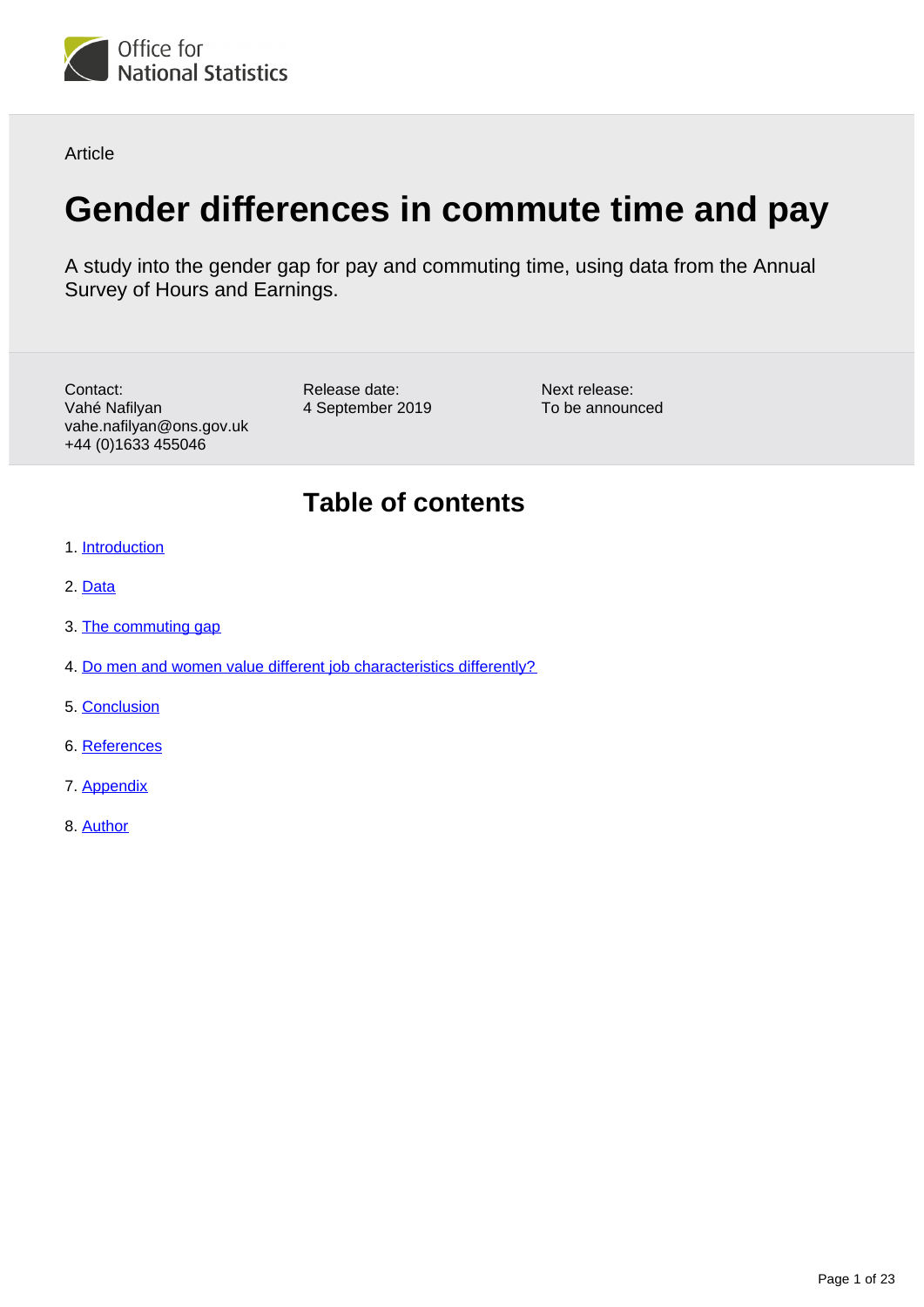Office for National Statistics

Article

# Gender differences in commute time and pay

A study into the gender gap for pay and commuting time, using data from the Annual Survey of Hours and Earnings.

Contact:
Vahé Nafilyan
vahe.nafilyan@ons.gov.uk
+44 (0)1633 455046

Release date:
4 September 2019

Next release:
To be announced

## Table of contents

1. Introduction
2. Data
3. The commuting gap
4. Do men and women value different job characteristics differently?
5. Conclusion
6. References
7. Appendix
8. Author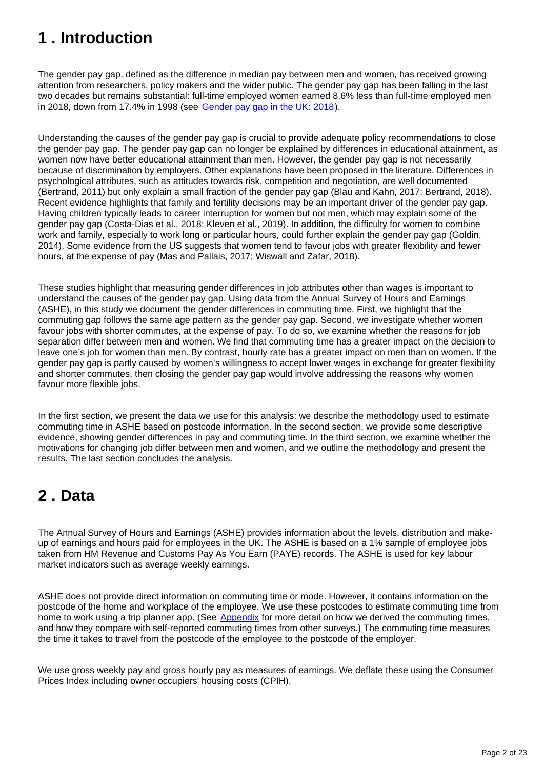## 1 . Introduction

The gender pay gap, defined as the difference in median pay between men and women, has received growing attention from researchers, policy makers and the wider public. The gender pay gap has been falling in the last two decades but remains substantial: full-time employed women earned 8.6% less than full-time employed men in 2018, down from 17.4% in 1998 (see [Gender pay gap in the UK: 2018]).

Understanding the causes of the gender pay gap is crucial to provide adequate policy recommendations to close the gender pay gap. The gender pay gap can no longer be explained by differences in educational attainment, as women now have better educational attainment than men. However, the gender pay gap is not necessarily because of discrimination by employers. Other explanations have been proposed in the literature. Differences in psychological attributes, such as attitudes towards risk, competition and negotiation, are well documented (Bertrand, 2011) but only explain a small fraction of the gender pay gap (Blau and Kahn, 2017; Bertrand, 2018). Recent evidence highlights that family and fertility decisions may be an important driver of the gender pay gap. Having children typically leads to career interruption for women but not men, which may explain some of the gender pay gap (Costa-Dias et al., 2018; Kleven et al., 2019). In addition, the difficulty for women to combine work and family, especially to work long or particular hours, could further explain the gender pay gap (Goldin, 2014). Some evidence from the US suggests that women tend to favour jobs with greater flexibility and fewer hours, at the expense of pay (Mas and Pallais, 2017; Wiswall and Zafar, 2018).

These studies highlight that measuring gender differences in job attributes other than wages is important to understand the causes of the gender pay gap. Using data from the Annual Survey of Hours and Earnings (ASHE), in this study we document the gender differences in commuting time. First, we highlight that the commuting gap follows the same age pattern as the gender pay gap. Second, we investigate whether women favour jobs with shorter commutes, at the expense of pay. To do so, we examine whether the reasons for job separation differ between men and women. We find that commuting time has a greater impact on the decision to leave one's job for women than men. By contrast, hourly rate has a greater impact on men than on women. If the gender pay gap is partly caused by women's willingness to accept lower wages in exchange for greater flexibility and shorter commutes, then closing the gender pay gap would involve addressing the reasons why women favour more flexible jobs.

In the first section, we present the data we use for this analysis: we describe the methodology used to estimate commuting time in ASHE based on postcode information. In the second section, we provide some descriptive evidence, showing gender differences in pay and commuting time. In the third section, we examine whether the motivations for changing job differ between men and women, and we outline the methodology and present the results. The last section concludes the analysis.

## 2 . Data

The Annual Survey of Hours and Earnings (ASHE) provides information about the levels, distribution and make-up of earnings and hours paid for employees in the UK. The ASHE is based on a 1% sample of employee jobs taken from HM Revenue and Customs Pay As You Earn (PAYE) records. The ASHE is used for key labour market indicators such as average weekly earnings.

ASHE does not provide direct information on commuting time or mode. However, it contains information on the postcode of the home and workplace of the employee. We use these postcodes to estimate commuting time from home to work using a trip planner app. (See [Appendix] for more detail on how we derived the commuting times, and how they compare with self-reported commuting times from other surveys.) The commuting time measures the time it takes to travel from the postcode of the employee to the postcode of the employer.

We use gross weekly pay and gross hourly pay as measures of earnings. We deflate these using the Consumer Prices Index including owner occupiers' housing costs (CPIH).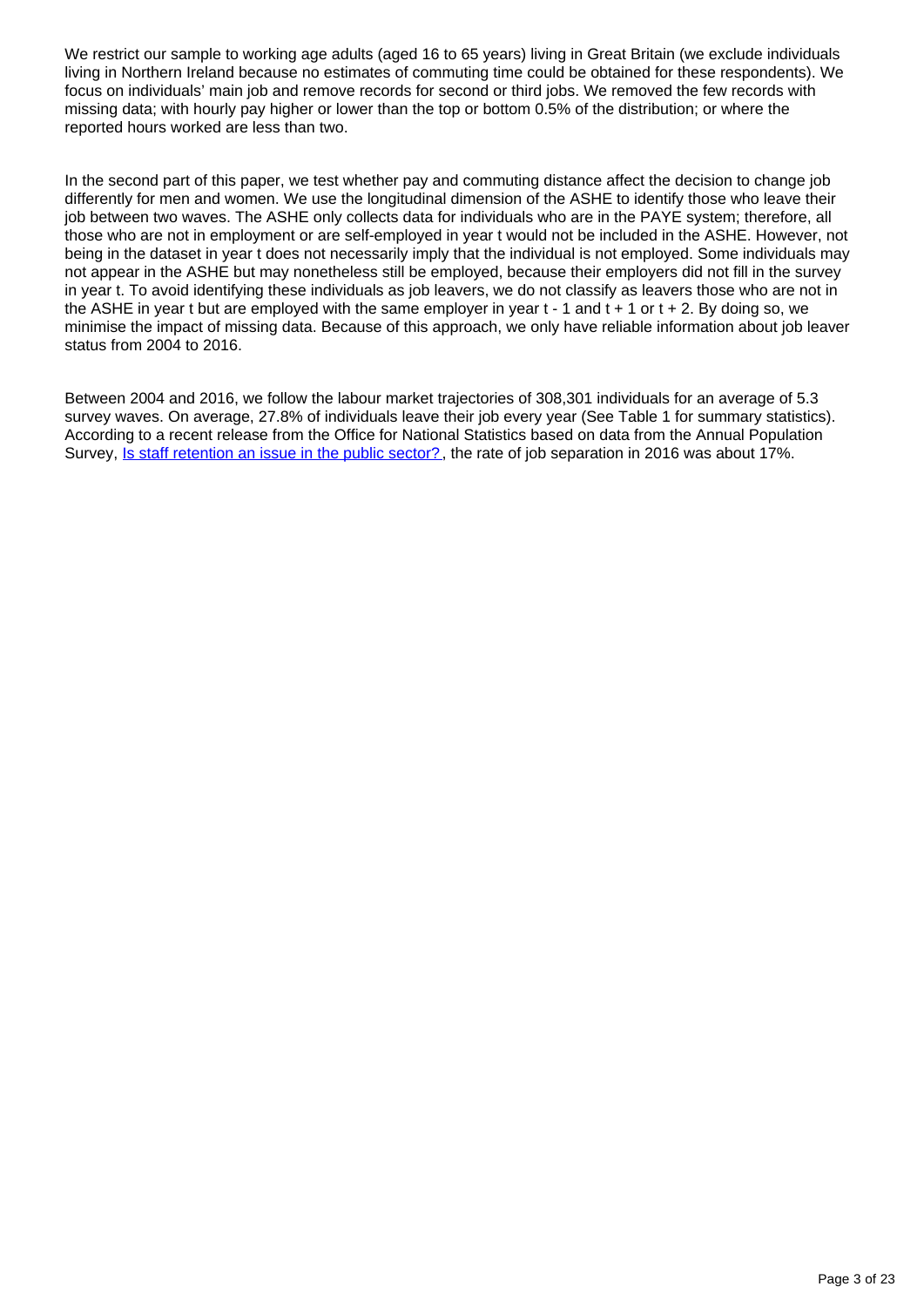We restrict our sample to working age adults (aged 16 to 65 years) living in Great Britain (we exclude individuals living in Northern Ireland because no estimates of commuting time could be obtained for these respondents). We focus on individuals' main job and remove records for second or third jobs. We removed the few records with missing data; with hourly pay higher or lower than the top or bottom 0.5% of the distribution; or where the reported hours worked are less than two.

In the second part of this paper, we test whether pay and commuting distance affect the decision to change job differently for men and women. We use the longitudinal dimension of the ASHE to identify those who leave their job between two waves. The ASHE only collects data for individuals who are in the PAYE system; therefore, all those who are not in employment or are self-employed in year t would not be included in the ASHE. However, not being in the dataset in year t does not necessarily imply that the individual is not employed. Some individuals may not appear in the ASHE but may nonetheless still be employed, because their employers did not fill in the survey in year t. To avoid identifying these individuals as job leavers, we do not classify as leavers those who are not in the ASHE in year t but are employed with the same employer in year $t - 1$ and $t + 1$ or $t + 2$. By doing so, we minimise the impact of missing data. Because of this approach, we only have reliable information about job leaver status from 2004 to 2016.

Between 2004 and 2016, we follow the labour market trajectories of 308,301 individuals for an average of 5.3 survey waves. On average, 27.8% of individuals leave their job every year (See Table 1 for summary statistics). According to a recent release from the Office for National Statistics based on data from the Annual Population Survey, [Is staff retention an issue in the public sector?](), the rate of job separation in 2016 was about 17%.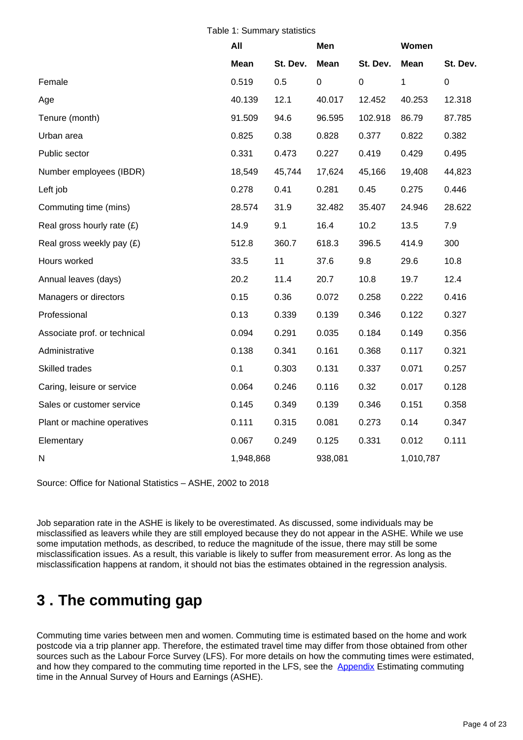Table 1: Summary statistics

| | All | | Men | | Women | |
|---|---|---|---|---|---|---|
| | **Mean** | **St. Dev.** | **Mean** | **St. Dev.** | **Mean** | **St. Dev.** |
| Female | 0.519 | 0.5 | 0 | 0 | 1 | 0 |
| Age | 40.139 | 12.1 | 40.017 | 12.452 | 40.253 | 12.318 |
| Tenure (month) | 91.509 | 94.6 | 96.595 | 102.918 | 86.79 | 87.785 |
| Urban area | 0.825 | 0.38 | 0.828 | 0.377 | 0.822 | 0.382 |
| Public sector | 0.331 | 0.473 | 0.227 | 0.419 | 0.429 | 0.495 |
| Number employees (IBDR) | 18,549 | 45,744 | 17,624 | 45,166 | 19,408 | 44,823 |
| Left job | 0.278 | 0.41 | 0.281 | 0.45 | 0.275 | 0.446 |
| Commuting time (mins) | 28.574 | 31.9 | 32.482 | 35.407 | 24.946 | 28.622 |
| Real gross hourly rate (£) | 14.9 | 9.1 | 16.4 | 10.2 | 13.5 | 7.9 |
| Real gross weekly pay (£) | 512.8 | 360.7 | 618.3 | 396.5 | 414.9 | 300 |
| Hours worked | 33.5 | 11 | 37.6 | 9.8 | 29.6 | 10.8 |
| Annual leaves (days) | 20.2 | 11.4 | 20.7 | 10.8 | 19.7 | 12.4 |
| Managers or directors | 0.15 | 0.36 | 0.072 | 0.258 | 0.222 | 0.416 |
| Professional | 0.13 | 0.339 | 0.139 | 0.346 | 0.122 | 0.327 |
| Associate prof. or technical | 0.094 | 0.291 | 0.035 | 0.184 | 0.149 | 0.356 |
| Administrative | 0.138 | 0.341 | 0.161 | 0.368 | 0.117 | 0.321 |
| Skilled trades | 0.1 | 0.303 | 0.131 | 0.337 | 0.071 | 0.257 |
| Caring, leisure or service | 0.064 | 0.246 | 0.116 | 0.32 | 0.017 | 0.128 |
| Sales or customer service | 0.145 | 0.349 | 0.139 | 0.346 | 0.151 | 0.358 |
| Plant or machine operatives | 0.111 | 0.315 | 0.081 | 0.273 | 0.14 | 0.347 |
| Elementary | 0.067 | 0.249 | 0.125 | 0.331 | 0.012 | 0.111 |
| N | 1,948,868 | | 938,081 | | 1,010,787 | |

Source: Office for National Statistics – ASHE, 2002 to 2018

Job separation rate in the ASHE is likely to be overestimated. As discussed, some individuals may be misclassified as leavers while they are still employed because they do not appear in the ASHE. While we use some imputation methods, as described, to reduce the magnitude of the issue, there may still be some misclassification issues. As a result, this variable is likely to suffer from measurement error. As long as the misclassification happens at random, it should not bias the estimates obtained in the regression analysis.

## 3 . The commuting gap

Commuting time varies between men and women. Commuting time is estimated based on the home and work postcode via a trip planner app. Therefore, the estimated travel time may differ from those obtained from other sources such as the Labour Force Survey (LFS). For more details on how the commuting times were estimated, and how they compared to the commuting time reported in the LFS, see the Appendix Estimating commuting time in the Annual Survey of Hours and Earnings (ASHE).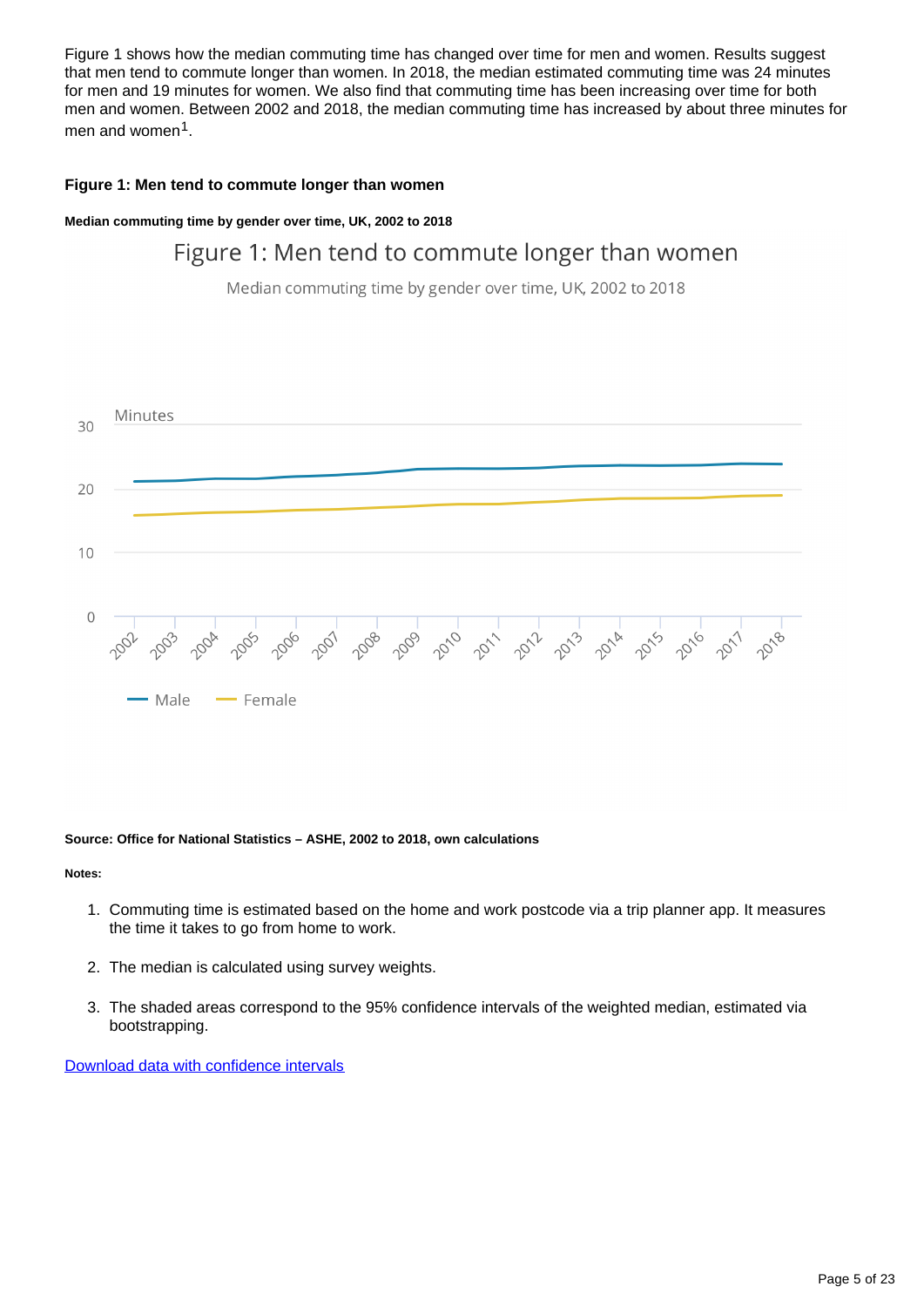Figure 1 shows how the median commuting time has changed over time for men and women. Results suggest that men tend to commute longer than women. In 2018, the median estimated commuting time was 24 minutes for men and 19 minutes for women. We also find that commuting time has been increasing over time for both men and women. Between 2002 and 2018, the median commuting time has increased by about three minutes for men and women[1].

#### Figure 1: Men tend to commute longer than women

##### Median commuting time by gender over time, UK, 2002 to 2018

Figure 1: Men tend to commute longer than women

Median commuting time by gender over time, UK, 2002 to 2018

Minutes

30

20

10

0

2002 2003 2004 2005 2006 2007 2008 2009 2010 2011 2012 2013 2014 2015 2016 2017 2018

Male Female

**Source: Office for National Statistics – ASHE, 2002 to 2018, own calculations**

**Notes:**

1. Commuting time is estimated based on the home and work postcode via a trip planner app. It measures the time it takes to go from home to work.
2. The median is calculated using survey weights.
3. The shaded areas correspond to the 95% confidence intervals of the weighted median, estimated via bootstrapping.

Download data with confidence intervals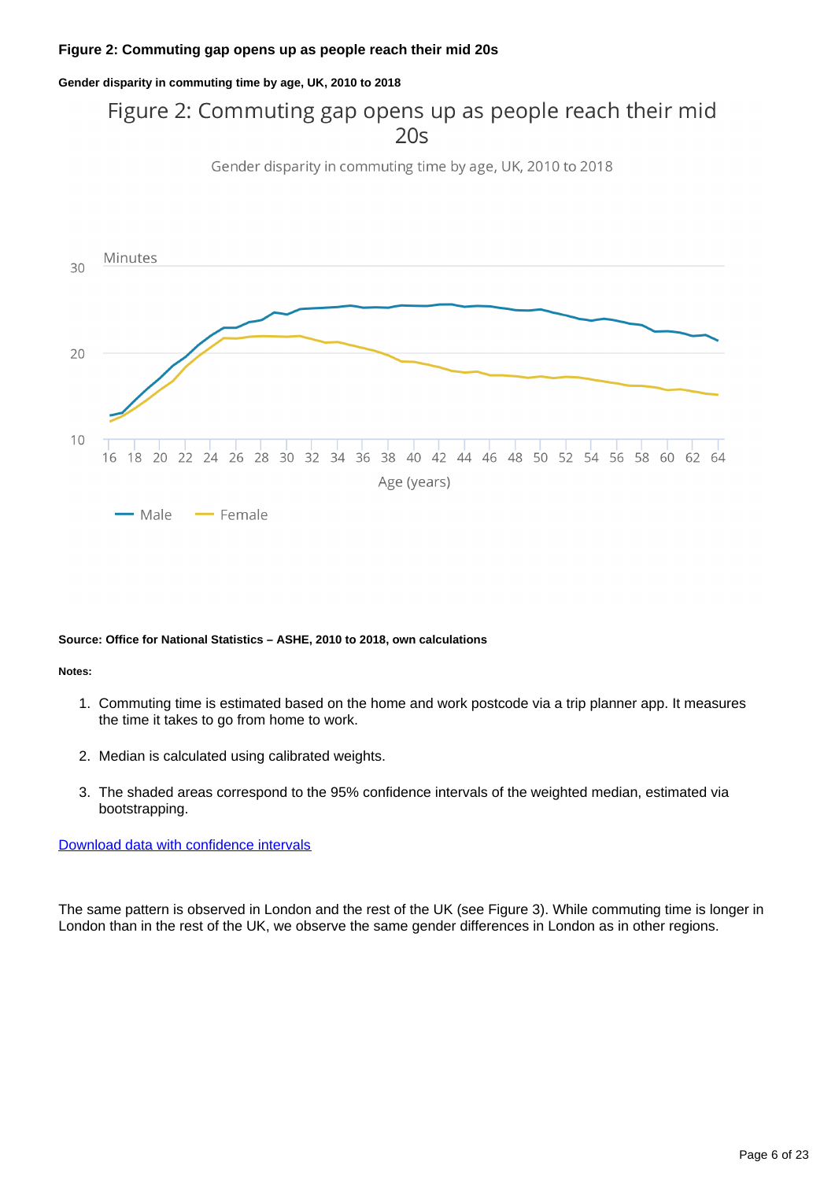### Figure 2: Commuting gap opens up as people reach their mid 20s

#### Gender disparity in commuting time by age, UK, 2010 to 2018

**Source: Office for National Statistics – ASHE, 2010 to 2018, own calculations**

**Notes:**

1. Commuting time is estimated based on the home and work postcode via a trip planner app. It measures the time it takes to go from home to work.
2. Median is calculated using calibrated weights.
3. The shaded areas correspond to the 95% confidence intervals of the weighted median, estimated via bootstrapping.

[Download data with confidence intervals]

The same pattern is observed in London and the rest of the UK (see Figure 3). While commuting time is longer in London than in the rest of the UK, we observe the same gender differences in London as in other regions.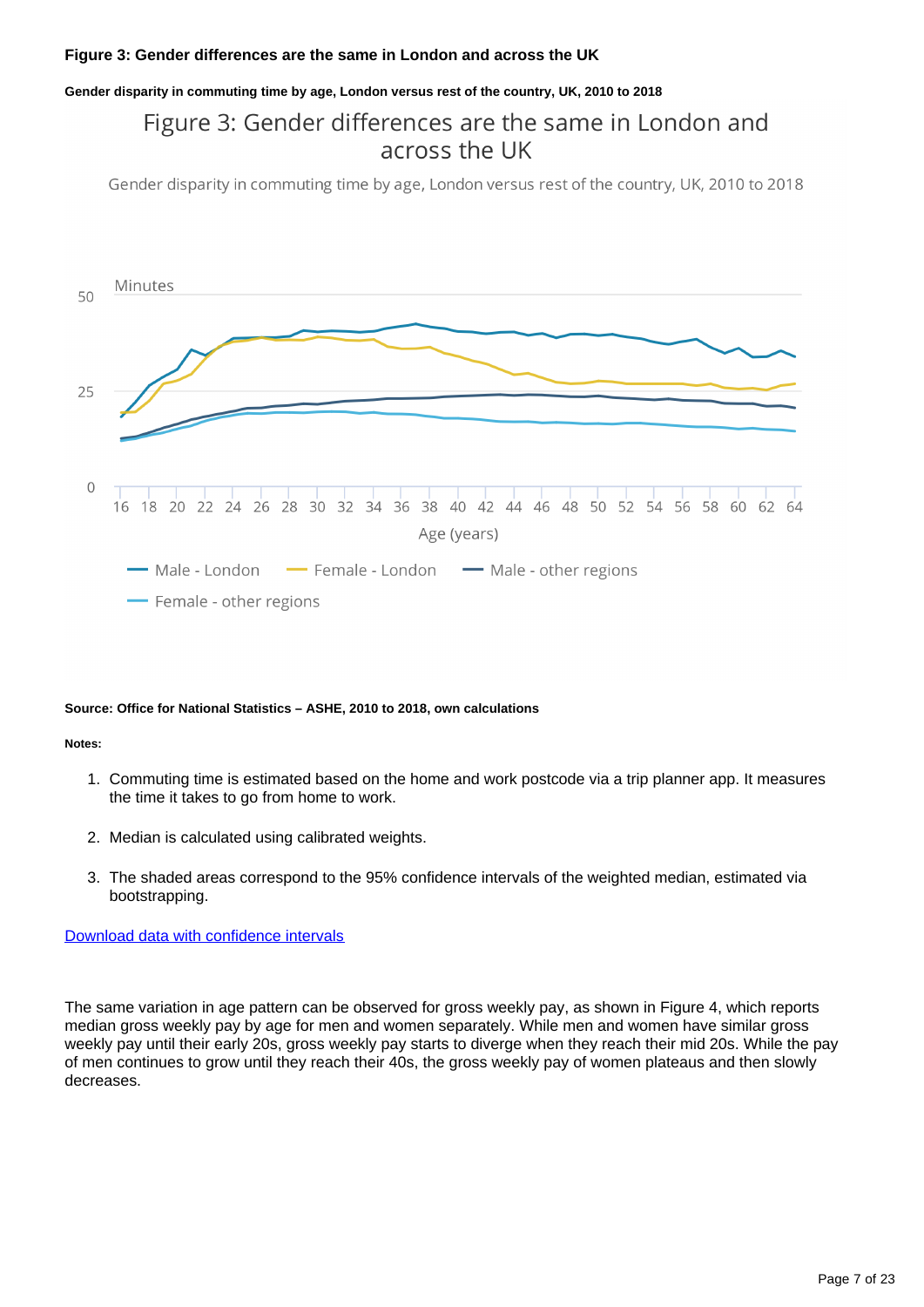**Figure 3: Gender differences are the same in London and across the UK**

**Gender disparity in commuting time by age, London versus rest of the country, UK, 2010 to 2018**

**Source: Office for National Statistics – ASHE, 2010 to 2018, own calculations**

**Notes:**

1. Commuting time is estimated based on the home and work postcode via a trip planner app. It measures the time it takes to go from home to work.
2. Median is calculated using calibrated weights.
3. The shaded areas correspond to the 95% confidence intervals of the weighted median, estimated via bootstrapping.

Download data with confidence intervals

The same variation in age pattern can be observed for gross weekly pay, as shown in Figure 4, which reports median gross weekly pay by age for men and women separately. While men and women have similar gross weekly pay until their early 20s, gross weekly pay starts to diverge when they reach their mid 20s. While the pay of men continues to grow until they reach their 40s, the gross weekly pay of women plateaus and then slowly decreases.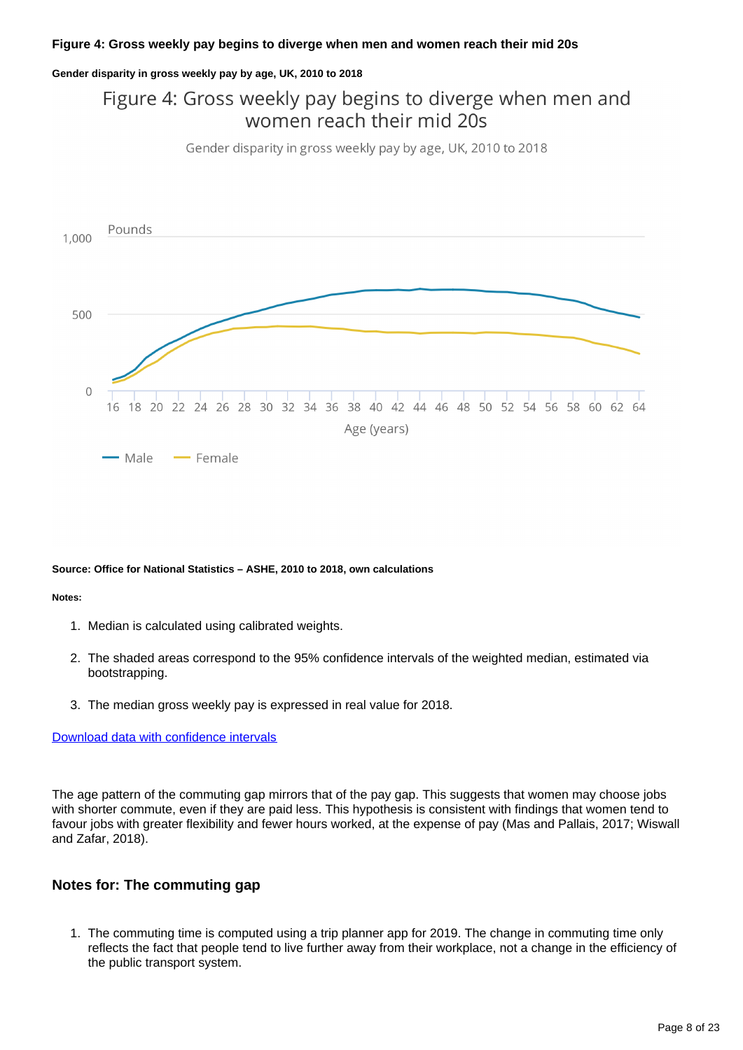**Figure 4: Gross weekly pay begins to diverge when men and women reach their mid 20s**

**Gender disparity in gross weekly pay by age, UK, 2010 to 2018**

**Source: Office for National Statistics – ASHE, 2010 to 2018, own calculations**

**Notes:**

1. Median is calculated using calibrated weights.
2. The shaded areas correspond to the 95% confidence intervals of the weighted median, estimated via bootstrapping.
3. The median gross weekly pay is expressed in real value for 2018.

Download data with confidence intervals

The age pattern of the commuting gap mirrors that of the pay gap. This suggests that women may choose jobs with shorter commute, even if they are paid less. This hypothesis is consistent with findings that women tend to favour jobs with greater flexibility and fewer hours worked, at the expense of pay (Mas and Pallais, 2017; Wiswall and Zafar, 2018).

### Notes for: The commuting gap

1. The commuting time is computed using a trip planner app for 2019. The change in commuting time only reflects the fact that people tend to live further away from their workplace, not a change in the efficiency of the public transport system.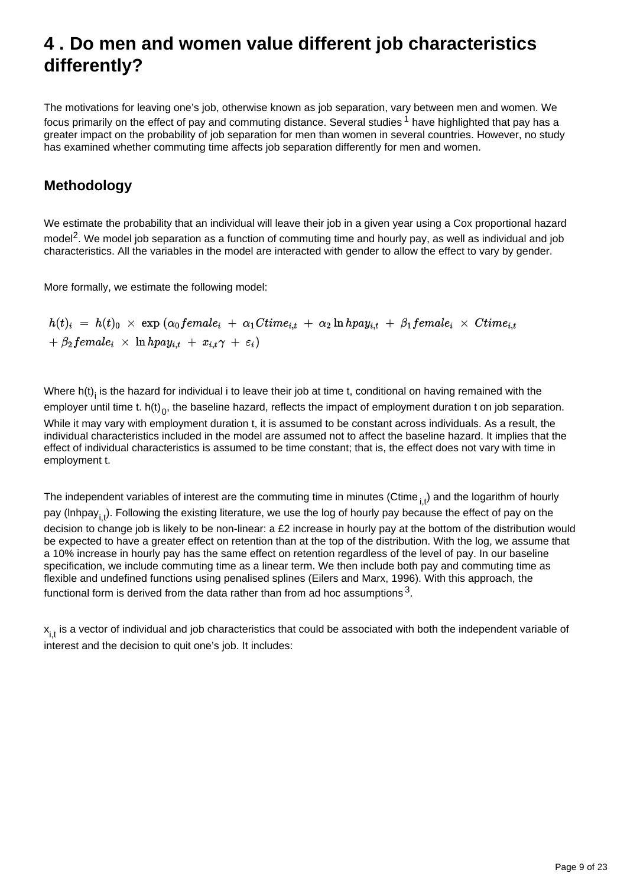# 4 . Do men and women value different job characteristics differently?

The motivations for leaving one's job, otherwise known as job separation, vary between men and women. We focus primarily on the effect of pay and commuting distance. Several studies [1] have highlighted that pay has a greater impact on the probability of job separation for men than women in several countries. However, no study has examined whether commuting time affects job separation differently for men and women.

## Methodology

We estimate the probability that an individual will leave their job in a given year using a Cox proportional hazard model[2]. We model job separation as a function of commuting time and hourly pay, as well as individual and job characteristics. All the variables in the model are interacted with gender to allow the effect to vary by gender.

More formally, we estimate the following model:

$$h(t)_i \;=\; h(t)_0 \;\times\; \exp\left(\alpha_0 female_i \;+\; \alpha_1 Ctime_{i,t} \;+\; \alpha_2 \ln hpay_{i,t} \;+\; \beta_1 female_i \;\times\; Ctime_{i,t} \right.$$
$$\left. +\; \beta_2 female_i \;\times\; \ln hpay_{i,t} \;+\; x_{i,t}\gamma \;+\; \varepsilon_i\right)$$

Where $h(t)_i$ is the hazard for individual i to leave their job at time t, conditional on having remained with the employer until time t. $h(t)_0$, the baseline hazard, reflects the impact of employment duration t on job separation. While it may vary with employment duration t, it is assumed to be constant across individuals. As a result, the individual characteristics included in the model are assumed not to affect the baseline hazard. It implies that the effect of individual characteristics is assumed to be time constant; that is, the effect does not vary with time in employment t.

The independent variables of interest are the commuting time in minutes ($Ctime_{i,t}$) and the logarithm of hourly pay ($lnhpay_{i,t}$). Following the existing literature, we use the log of hourly pay because the effect of pay on the decision to change job is likely to be non-linear: a £2 increase in hourly pay at the bottom of the distribution would be expected to have a greater effect on retention than at the top of the distribution. With the log, we assume that a 10% increase in hourly pay has the same effect on retention regardless of the level of pay. In our baseline specification, we include commuting time as a linear term. We then include both pay and commuting time as flexible and undefined functions using penalised splines (Eilers and Marx, 1996). With this approach, the functional form is derived from the data rather than from ad hoc assumptions [3].

$x_{i,t}$ is a vector of individual and job characteristics that could be associated with both the independent variable of interest and the decision to quit one's job. It includes: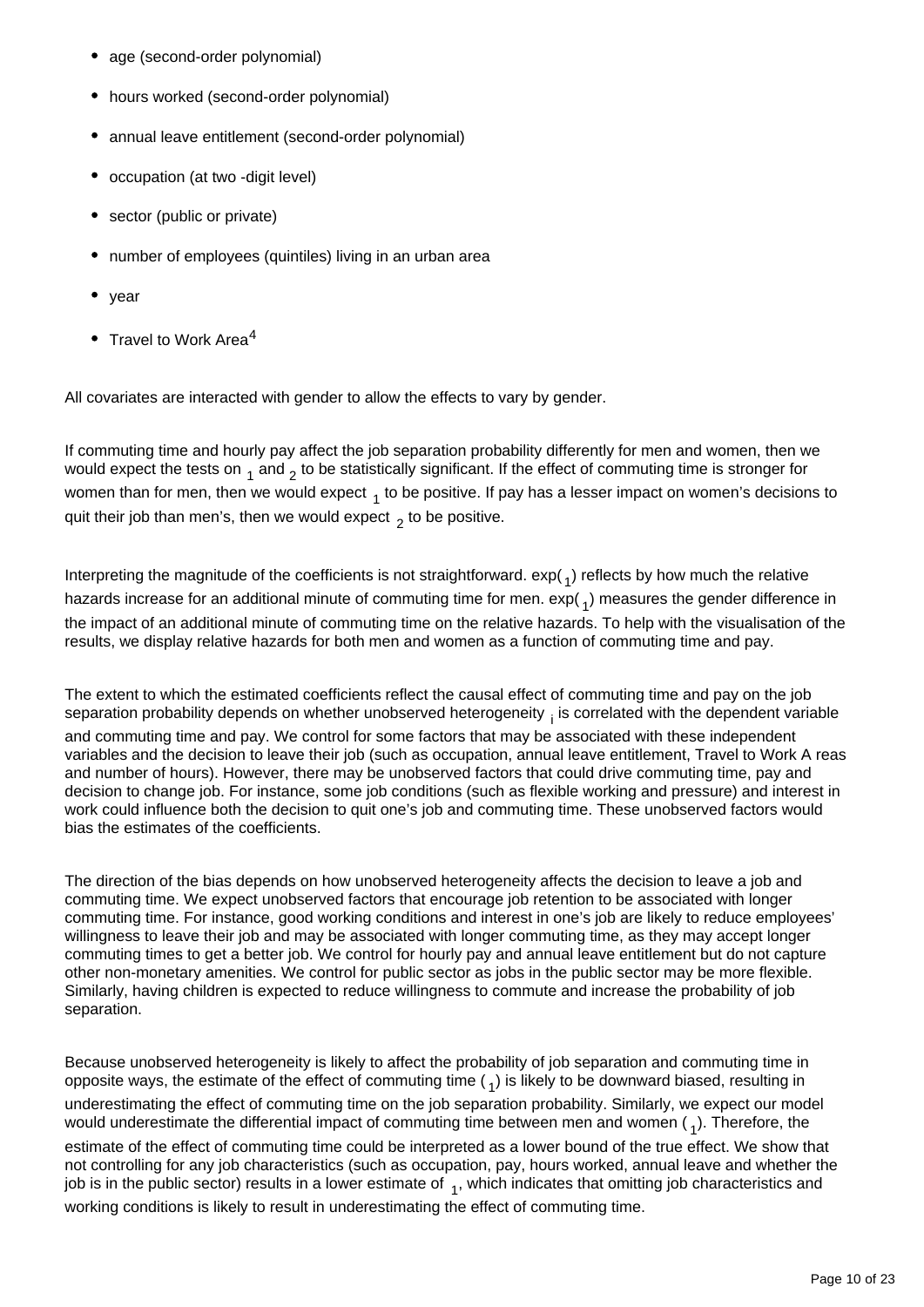- age (second-order polynomial)
- hours worked (second-order polynomial)
- annual leave entitlement (second-order polynomial)
- occupation (at two -digit level)
- sector (public or private)
- number of employees (quintiles) living in an urban area
- year
- Travel to Work Area[4]

All covariates are interacted with gender to allow the effects to vary by gender.

If commuting time and hourly pay affect the job separation probability differently for men and women, then we would expect the tests on $_1$ and $_2$ to be statistically significant. If the effect of commuting time is stronger for women than for men, then we would expect $_1$ to be positive. If pay has a lesser impact on women's decisions to quit their job than men's, then we would expect $_2$ to be positive.

Interpreting the magnitude of the coefficients is not straightforward. exp( $_1$) reflects by how much the relative hazards increase for an additional minute of commuting time for men. exp( $_1$) measures the gender difference in the impact of an additional minute of commuting time on the relative hazards. To help with the visualisation of the results, we display relative hazards for both men and women as a function of commuting time and pay.

The extent to which the estimated coefficients reflect the causal effect of commuting time and pay on the job separation probability depends on whether unobserved heterogeneity $_i$ is correlated with the dependent variable and commuting time and pay. We control for some factors that may be associated with these independent variables and the decision to leave their job (such as occupation, annual leave entitlement, Travel to Work A reas and number of hours). However, there may be unobserved factors that could drive commuting time, pay and decision to change job. For instance, some job conditions (such as flexible working and pressure) and interest in work could influence both the decision to quit one's job and commuting time. These unobserved factors would bias the estimates of the coefficients.

The direction of the bias depends on how unobserved heterogeneity affects the decision to leave a job and commuting time. We expect unobserved factors that encourage job retention to be associated with longer commuting time. For instance, good working conditions and interest in one's job are likely to reduce employees' willingness to leave their job and may be associated with longer commuting time, as they may accept longer commuting times to get a better job. We control for hourly pay and annual leave entitlement but do not capture other non-monetary amenities. We control for public sector as jobs in the public sector may be more flexible. Similarly, having children is expected to reduce willingness to commute and increase the probability of job separation.

Because unobserved heterogeneity is likely to affect the probability of job separation and commuting time in opposite ways, the estimate of the effect of commuting time ( $_1$) is likely to be downward biased, resulting in underestimating the effect of commuting time on the job separation probability. Similarly, we expect our model would underestimate the differential impact of commuting time between men and women ( $_1$). Therefore, the estimate of the effect of commuting time could be interpreted as a lower bound of the true effect. We show that not controlling for any job characteristics (such as occupation, pay, hours worked, annual leave and whether the job is in the public sector) results in a lower estimate of $_1$, which indicates that omitting job characteristics and working conditions is likely to result in underestimating the effect of commuting time.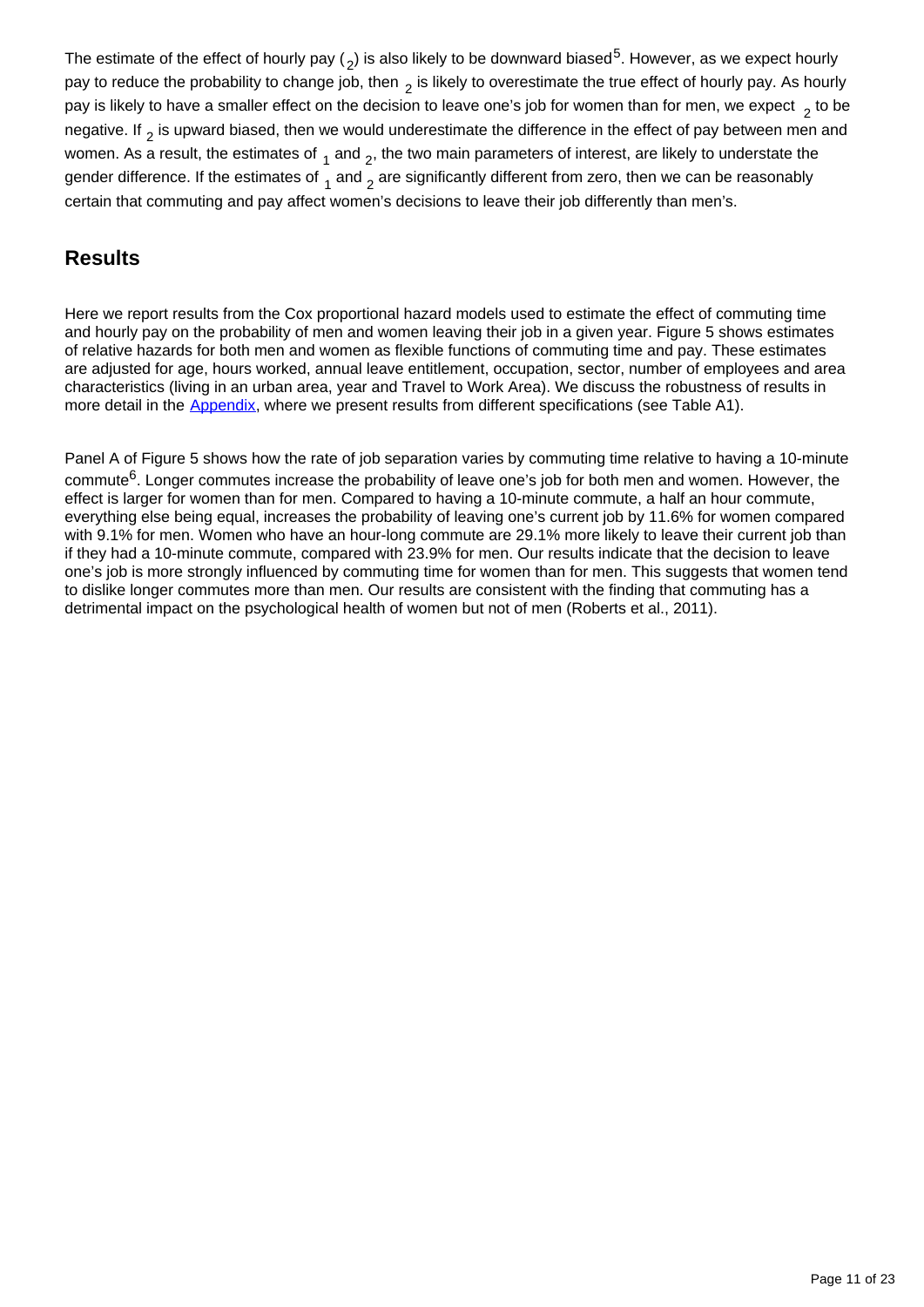The estimate of the effect of hourly pay ( $_2$) is also likely to be downward biased[5]. However, as we expect hourly pay to reduce the probability to change job, then $_2$ is likely to overestimate the true effect of hourly pay. As hourly pay is likely to have a smaller effect on the decision to leave one's job for women than for men, we expect $_2$ to be negative. If $_2$ is upward biased, then we would underestimate the difference in the effect of pay between men and women. As a result, the estimates of $_1$ and $_2$, the two main parameters of interest, are likely to understate the gender difference. If the estimates of $_1$ and $_2$ are significantly different from zero, then we can be reasonably certain that commuting and pay affect women's decisions to leave their job differently than men's.

## Results

Here we report results from the Cox proportional hazard models used to estimate the effect of commuting time and hourly pay on the probability of men and women leaving their job in a given year. Figure 5 shows estimates of relative hazards for both men and women as flexible functions of commuting time and pay. These estimates are adjusted for age, hours worked, annual leave entitlement, occupation, sector, number of employees and area characteristics (living in an urban area, year and Travel to Work Area). We discuss the robustness of results in more detail in the Appendix, where we present results from different specifications (see Table A1).

Panel A of Figure 5 shows how the rate of job separation varies by commuting time relative to having a 10-minute commute[6]. Longer commutes increase the probability of leave one's job for both men and women. However, the effect is larger for women than for men. Compared to having a 10-minute commute, a half an hour commute, everything else being equal, increases the probability of leaving one's current job by 11.6% for women compared with 9.1% for men. Women who have an hour-long commute are 29.1% more likely to leave their current job than if they had a 10-minute commute, compared with 23.9% for men. Our results indicate that the decision to leave one's job is more strongly influenced by commuting time for women than for men. This suggests that women tend to dislike longer commutes more than men. Our results are consistent with the finding that commuting has a detrimental impact on the psychological health of women but not of men (Roberts et al., 2011).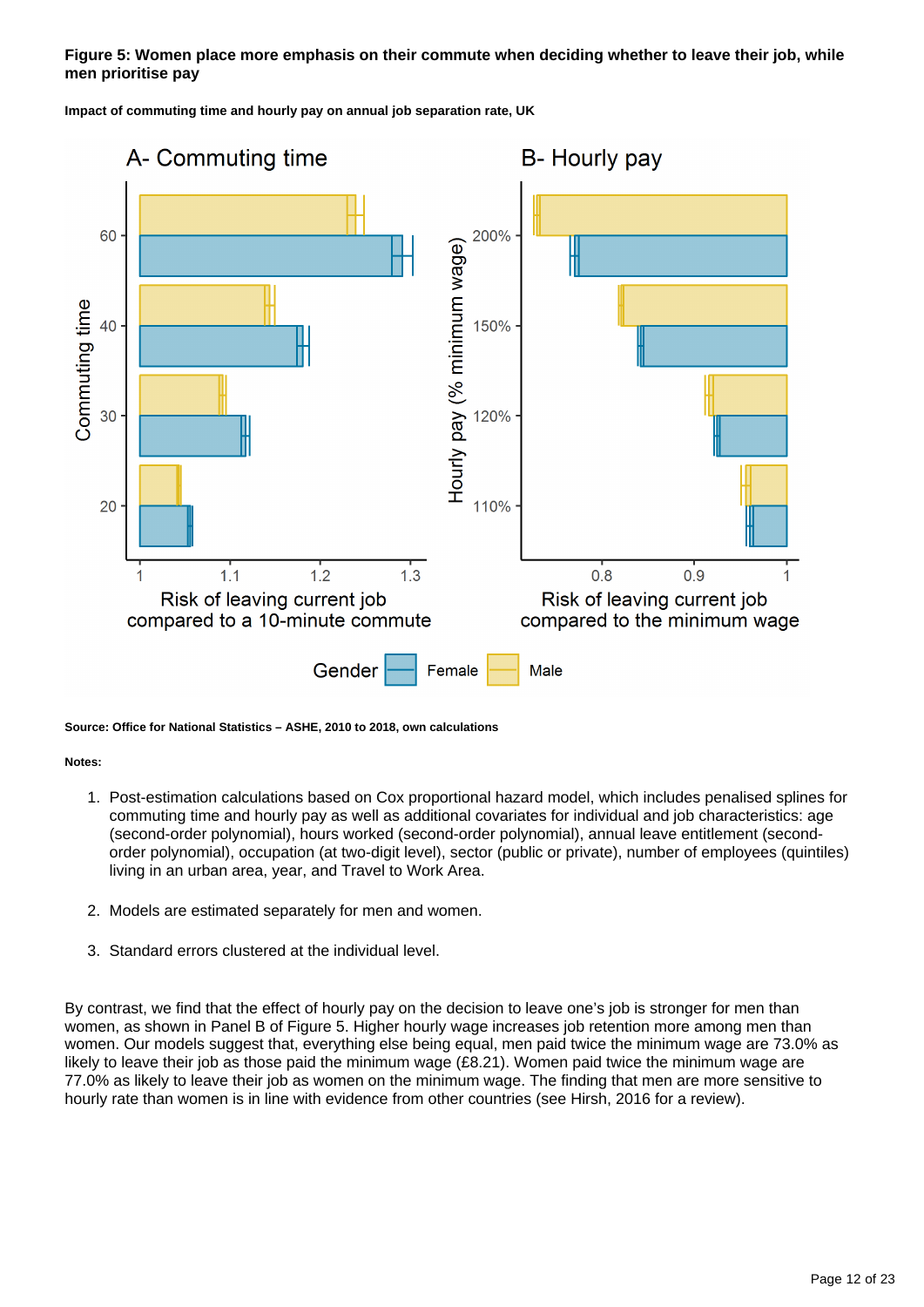**Figure 5: Women place more emphasis on their commute when deciding whether to leave their job, while men prioritise pay**

**Impact of commuting time and hourly pay on annual job separation rate, UK**

**Source: Office for National Statistics – ASHE, 2010 to 2018, own calculations**

**Notes:**

1. Post-estimation calculations based on Cox proportional hazard model, which includes penalised splines for commuting time and hourly pay as well as additional covariates for individual and job characteristics: age (second-order polynomial), hours worked (second-order polynomial), annual leave entitlement (second-order polynomial), occupation (at two-digit level), sector (public or private), number of employees (quintiles) living in an urban area, year, and Travel to Work Area.

2. Models are estimated separately for men and women.

3. Standard errors clustered at the individual level.

By contrast, we find that the effect of hourly pay on the decision to leave one's job is stronger for men than women, as shown in Panel B of Figure 5. Higher hourly wage increases job retention more among men than women. Our models suggest that, everything else being equal, men paid twice the minimum wage are 73.0% as likely to leave their job as those paid the minimum wage (£8.21). Women paid twice the minimum wage are 77.0% as likely to leave their job as women on the minimum wage. The finding that men are more sensitive to hourly rate than women is in line with evidence from other countries (see Hirsh, 2016 for a review).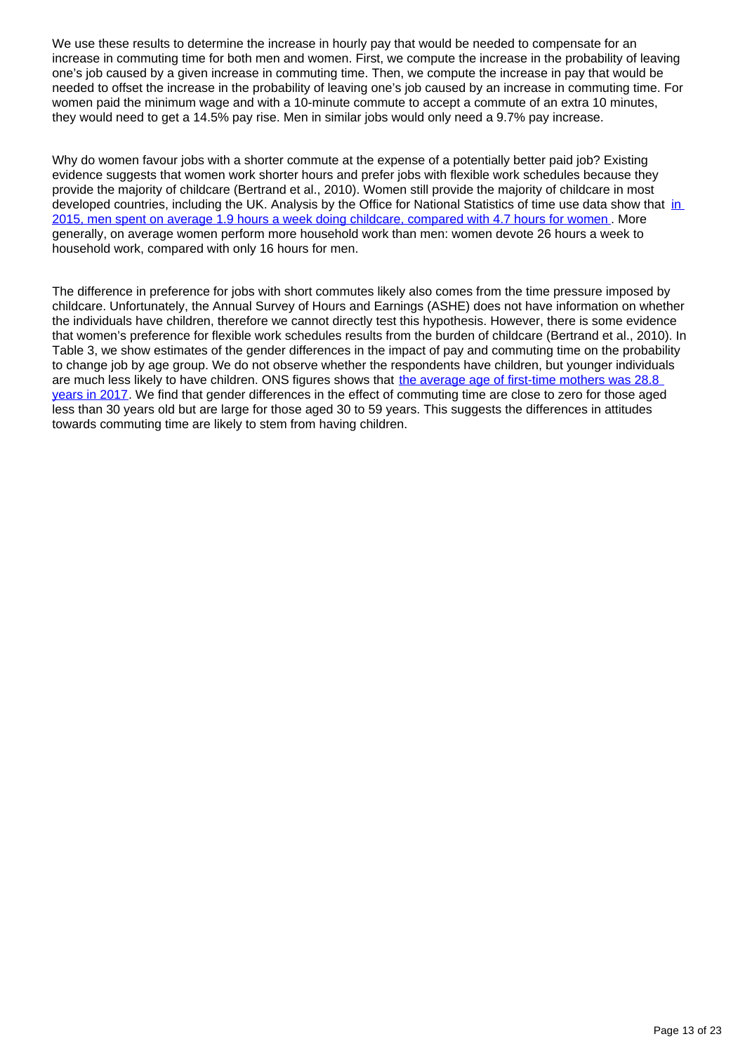We use these results to determine the increase in hourly pay that would be needed to compensate for an increase in commuting time for both men and women. First, we compute the increase in the probability of leaving one's job caused by a given increase in commuting time. Then, we compute the increase in pay that would be needed to offset the increase in the probability of leaving one's job caused by an increase in commuting time. For women paid the minimum wage and with a 10-minute commute to accept a commute of an extra 10 minutes, they would need to get a 14.5% pay rise. Men in similar jobs would only need a 9.7% pay increase.

Why do women favour jobs with a shorter commute at the expense of a potentially better paid job? Existing evidence suggests that women work shorter hours and prefer jobs with flexible work schedules because they provide the majority of childcare (Bertrand et al., 2010). Women still provide the majority of childcare in most developed countries, including the UK. Analysis by the Office for National Statistics of time use data show that [in 2015, men spent on average 1.9 hours a week doing childcare, compared with 4.7 hours for women]. More generally, on average women perform more household work than men: women devote 26 hours a week to household work, compared with only 16 hours for men.

The difference in preference for jobs with short commutes likely also comes from the time pressure imposed by childcare. Unfortunately, the Annual Survey of Hours and Earnings (ASHE) does not have information on whether the individuals have children, therefore we cannot directly test this hypothesis. However, there is some evidence that women's preference for flexible work schedules results from the burden of childcare (Bertrand et al., 2010). In Table 3, we show estimates of the gender differences in the impact of pay and commuting time on the probability to change job by age group. We do not observe whether the respondents have children, but younger individuals are much less likely to have children. ONS figures shows that [the average age of first-time mothers was 28.8 years in 2017]. We find that gender differences in the effect of commuting time are close to zero for those aged less than 30 years old but are large for those aged 30 to 59 years. This suggests the differences in attitudes towards commuting time are likely to stem from having children.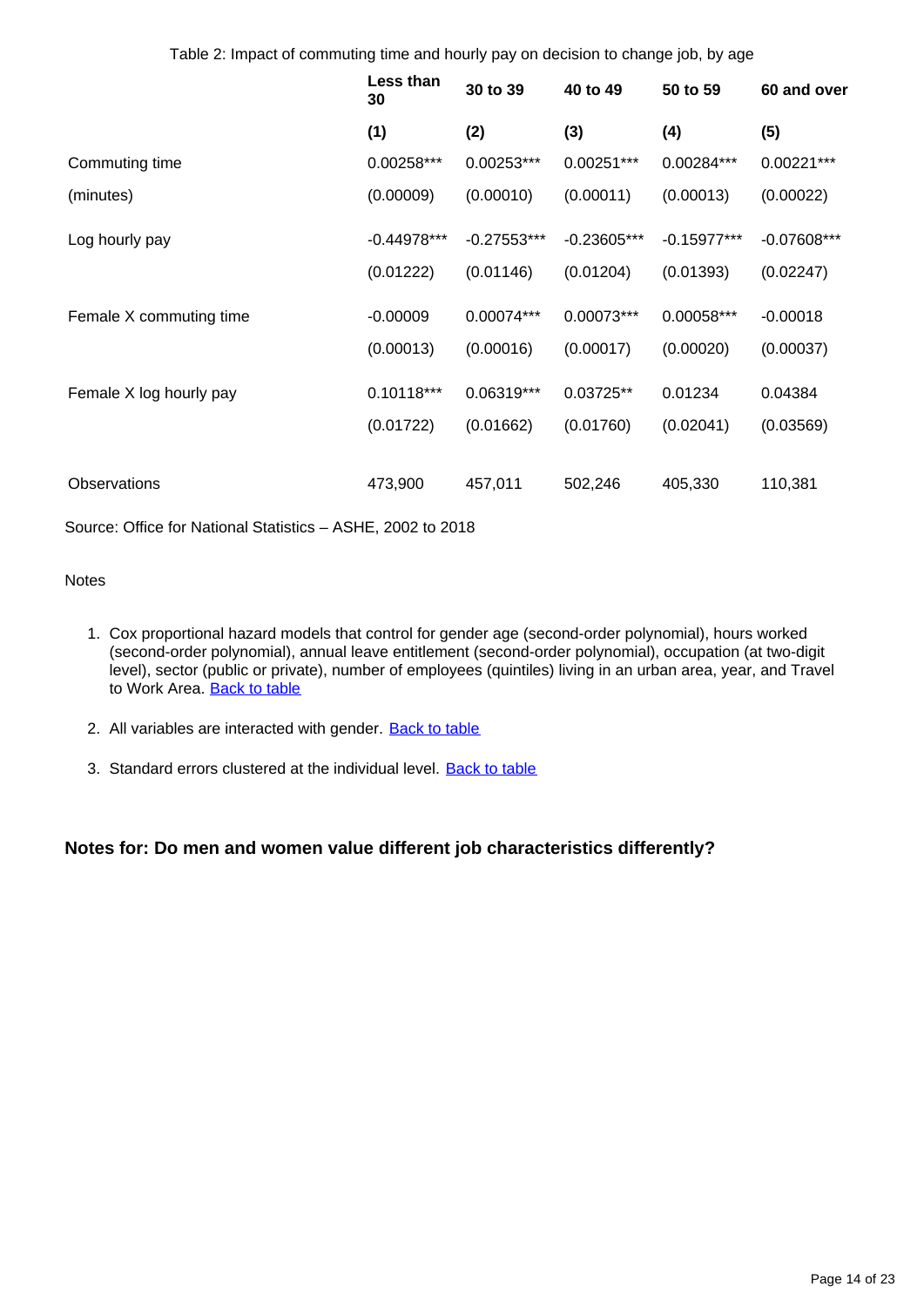Table 2: Impact of commuting time and hourly pay on decision to change job, by age

| | Less than 30 | 30 to 39 | 40 to 49 | 50 to 59 | 60 and over |
|---|---|---|---|---|---|
| | (1) | (2) | (3) | (4) | (5) |
| Commuting time | 0.00258*** | 0.00253*** | 0.00251*** | 0.00284*** | 0.00221*** |
| (minutes) | (0.00009) | (0.00010) | (0.00011) | (0.00013) | (0.00022) |
| Log hourly pay | -0.44978*** | -0.27553*** | -0.23605*** | -0.15977*** | -0.07608*** |
| | (0.01222) | (0.01146) | (0.01204) | (0.01393) | (0.02247) |
| Female X commuting time | -0.00009 | 0.00074*** | 0.00073*** | 0.00058*** | -0.00018 |
| | (0.00013) | (0.00016) | (0.00017) | (0.00020) | (0.00037) |
| Female X log hourly pay | 0.10118*** | 0.06319*** | 0.03725** | 0.01234 | 0.04384 |
| | (0.01722) | (0.01662) | (0.01760) | (0.02041) | (0.03569) |
| Observations | 473,900 | 457,011 | 502,246 | 405,330 | 110,381 |

Source: Office for National Statistics – ASHE, 2002 to 2018

Notes

1. Cox proportional hazard models that control for gender age (second-order polynomial), hours worked (second-order polynomial), annual leave entitlement (second-order polynomial), occupation (at two-digit level), sector (public or private), number of employees (quintiles) living in an urban area, year, and Travel to Work Area. Back to table
2. All variables are interacted with gender. Back to table
3. Standard errors clustered at the individual level. Back to table

**Notes for: Do men and women value different job characteristics differently?**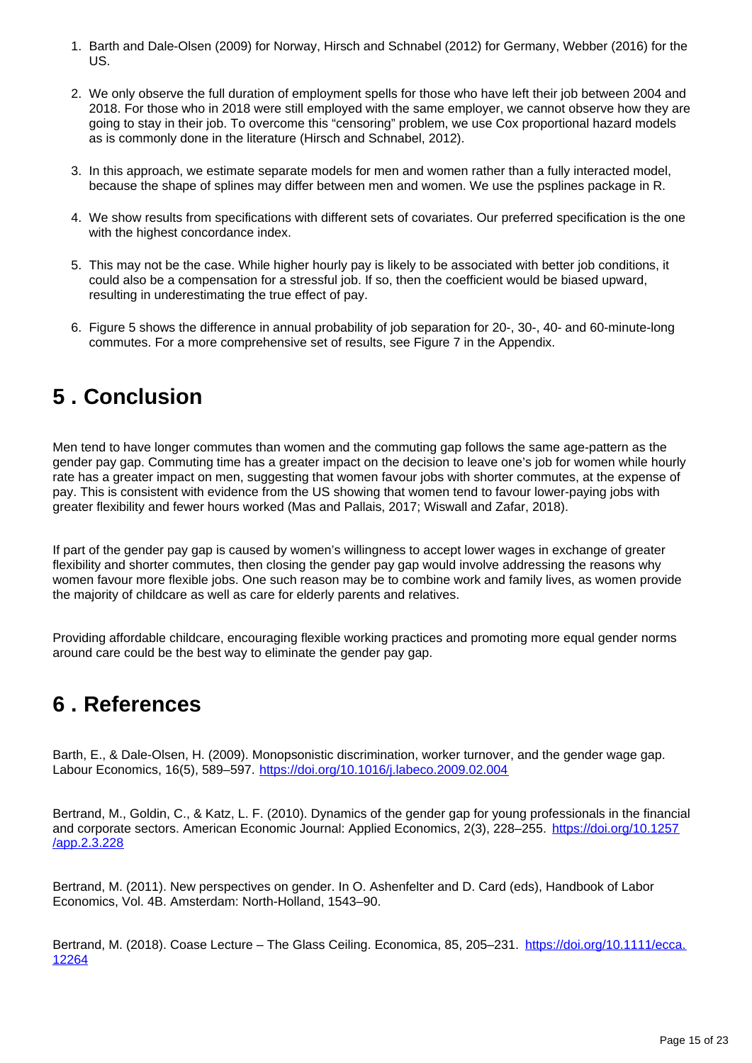1. Barth and Dale-Olsen (2009) for Norway, Hirsch and Schnabel (2012) for Germany, Webber (2016) for the US.

2. We only observe the full duration of employment spells for those who have left their job between 2004 and 2018. For those who in 2018 were still employed with the same employer, we cannot observe how they are going to stay in their job. To overcome this "censoring" problem, we use Cox proportional hazard models as is commonly done in the literature (Hirsch and Schnabel, 2012).

3. In this approach, we estimate separate models for men and women rather than a fully interacted model, because the shape of splines may differ between men and women. We use the psplines package in R.

4. We show results from specifications with different sets of covariates. Our preferred specification is the one with the highest concordance index.

5. This may not be the case. While higher hourly pay is likely to be associated with better job conditions, it could also be a compensation for a stressful job. If so, then the coefficient would be biased upward, resulting in underestimating the true effect of pay.

6. Figure 5 shows the difference in annual probability of job separation for 20-, 30-, 40- and 60-minute-long commutes. For a more comprehensive set of results, see Figure 7 in the Appendix.

## 5 . Conclusion

Men tend to have longer commutes than women and the commuting gap follows the same age-pattern as the gender pay gap. Commuting time has a greater impact on the decision to leave one's job for women while hourly rate has a greater impact on men, suggesting that women favour jobs with shorter commutes, at the expense of pay. This is consistent with evidence from the US showing that women tend to favour lower-paying jobs with greater flexibility and fewer hours worked (Mas and Pallais, 2017; Wiswall and Zafar, 2018).

If part of the gender pay gap is caused by women's willingness to accept lower wages in exchange of greater flexibility and shorter commutes, then closing the gender pay gap would involve addressing the reasons why women favour more flexible jobs. One such reason may be to combine work and family lives, as women provide the majority of childcare as well as care for elderly parents and relatives.

Providing affordable childcare, encouraging flexible working practices and promoting more equal gender norms around care could be the best way to eliminate the gender pay gap.

## 6 . References

Barth, E., & Dale-Olsen, H. (2009). Monopsonistic discrimination, worker turnover, and the gender wage gap. Labour Economics, 16(5), 589–597. https://doi.org/10.1016/j.labeco.2009.02.004

Bertrand, M., Goldin, C., & Katz, L. F. (2010). Dynamics of the gender gap for young professionals in the financial and corporate sectors. American Economic Journal: Applied Economics, 2(3), 228–255. https://doi.org/10.1257/app.2.3.228

Bertrand, M. (2011). New perspectives on gender. In O. Ashenfelter and D. Card (eds), Handbook of Labor Economics, Vol. 4B. Amsterdam: North-Holland, 1543–90.

Bertrand, M. (2018). Coase Lecture – The Glass Ceiling. Economica, 85, 205–231. https://doi.org/10.1111/ecca.12264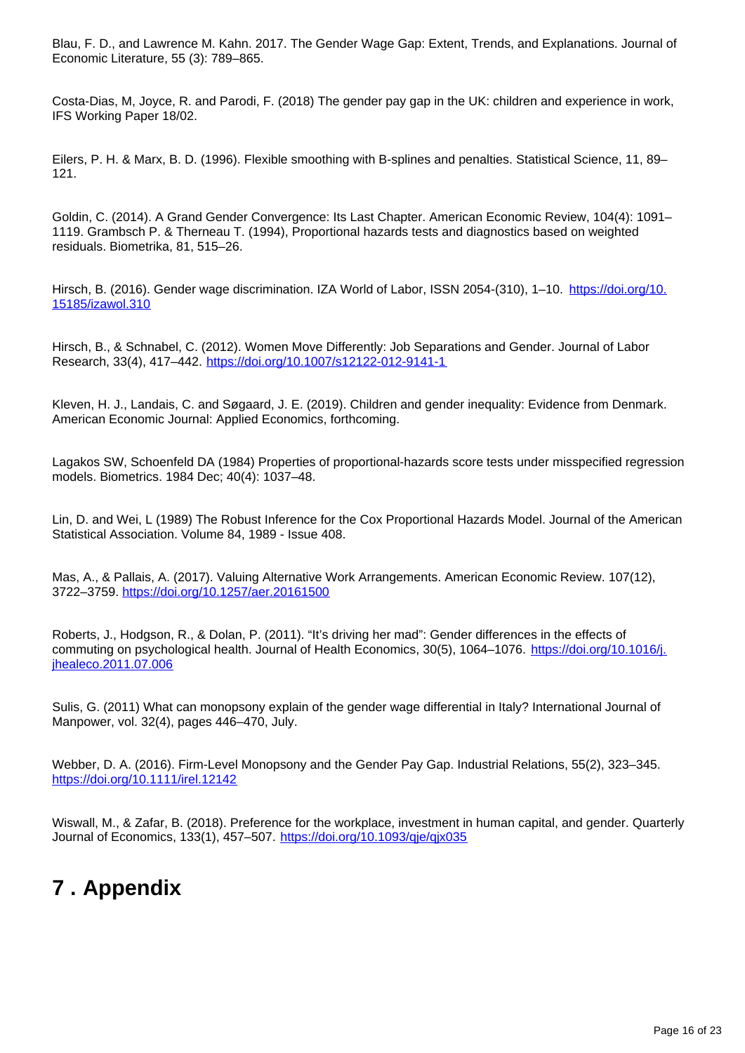Blau, F. D., and Lawrence M. Kahn. 2017. The Gender Wage Gap: Extent, Trends, and Explanations. Journal of Economic Literature, 55 (3): 789–865.

Costa-Dias, M, Joyce, R. and Parodi, F. (2018) The gender pay gap in the UK: children and experience in work, IFS Working Paper 18/02.

Eilers, P. H. & Marx, B. D. (1996). Flexible smoothing with B-splines and penalties. Statistical Science, 11, 89–121.

Goldin, C. (2014). A Grand Gender Convergence: Its Last Chapter. American Economic Review, 104(4): 1091–1119. Grambsch P. & Therneau T. (1994), Proportional hazards tests and diagnostics based on weighted residuals. Biometrika, 81, 515–26.

Hirsch, B. (2016). Gender wage discrimination. IZA World of Labor, ISSN 2054-(310), 1–10. https://doi.org/10.15185/izawol.310

Hirsch, B., & Schnabel, C. (2012). Women Move Differently: Job Separations and Gender. Journal of Labor Research, 33(4), 417–442. https://doi.org/10.1007/s12122-012-9141-1

Kleven, H. J., Landais, C. and Søgaard, J. E. (2019). Children and gender inequality: Evidence from Denmark. American Economic Journal: Applied Economics, forthcoming.

Lagakos SW, Schoenfeld DA (1984) Properties of proportional-hazards score tests under misspecified regression models. Biometrics. 1984 Dec; 40(4): 1037–48.

Lin, D. and Wei, L (1989) The Robust Inference for the Cox Proportional Hazards Model. Journal of the American Statistical Association. Volume 84, 1989 - Issue 408.

Mas, A., & Pallais, A. (2017). Valuing Alternative Work Arrangements. American Economic Review. 107(12), 3722–3759. https://doi.org/10.1257/aer.20161500

Roberts, J., Hodgson, R., & Dolan, P. (2011). "It's driving her mad": Gender differences in the effects of commuting on psychological health. Journal of Health Economics, 30(5), 1064–1076. https://doi.org/10.1016/j.jhealeco.2011.07.006

Sulis, G. (2011) What can monopsony explain of the gender wage differential in Italy? International Journal of Manpower, vol. 32(4), pages 446–470, July.

Webber, D. A. (2016). Firm-Level Monopsony and the Gender Pay Gap. Industrial Relations, 55(2), 323–345. https://doi.org/10.1111/irel.12142

Wiswall, M., & Zafar, B. (2018). Preference for the workplace, investment in human capital, and gender. Quarterly Journal of Economics, 133(1), 457–507. https://doi.org/10.1093/qje/qjx035

# 7 . Appendix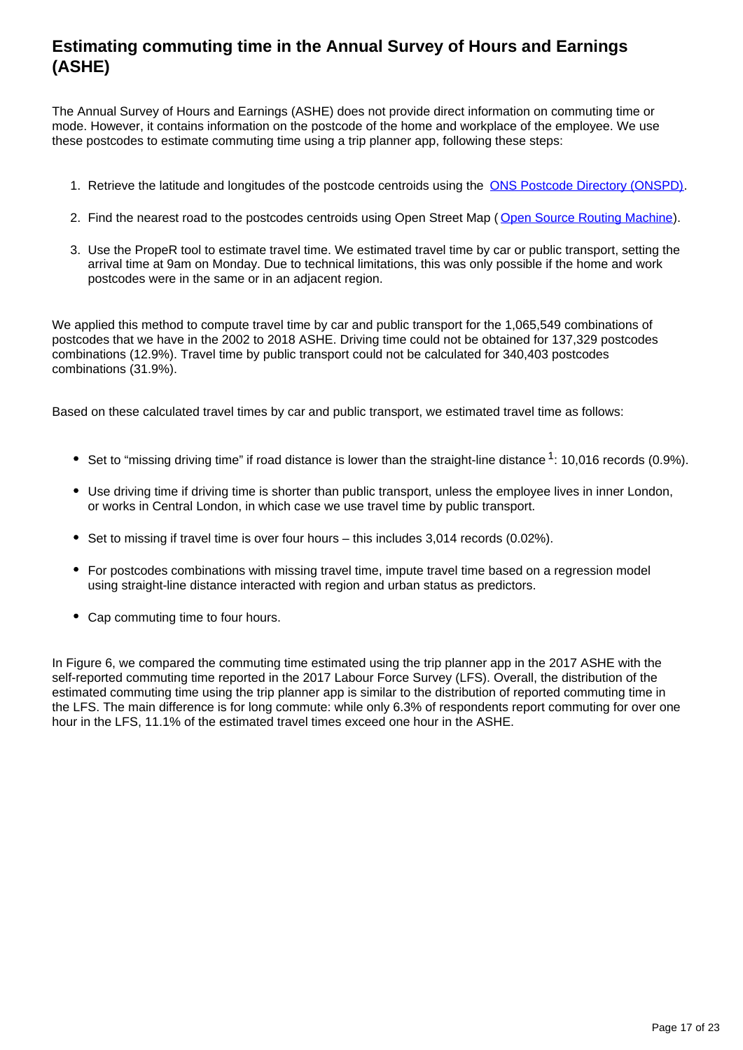## Estimating commuting time in the Annual Survey of Hours and Earnings (ASHE)

The Annual Survey of Hours and Earnings (ASHE) does not provide direct information on commuting time or mode. However, it contains information on the postcode of the home and workplace of the employee. We use these postcodes to estimate commuting time using a trip planner app, following these steps:

1. Retrieve the latitude and longitudes of the postcode centroids using the [ONS Postcode Directory (ONSPD)](#).
2. Find the nearest road to the postcodes centroids using Open Street Map ([Open Source Routing Machine](#)).
3. Use the PropeR tool to estimate travel time. We estimated travel time by car or public transport, setting the arrival time at 9am on Monday. Due to technical limitations, this was only possible if the home and work postcodes were in the same or in an adjacent region.

We applied this method to compute travel time by car and public transport for the 1,065,549 combinations of postcodes that we have in the 2002 to 2018 ASHE. Driving time could not be obtained for 137,329 postcodes combinations (12.9%). Travel time by public transport could not be calculated for 340,403 postcodes combinations (31.9%).

Based on these calculated travel times by car and public transport, we estimated travel time as follows:

- Set to "missing driving time" if road distance is lower than the straight-line distance [1]: 10,016 records (0.9%).
- Use driving time if driving time is shorter than public transport, unless the employee lives in inner London, or works in Central London, in which case we use travel time by public transport.
- Set to missing if travel time is over four hours – this includes 3,014 records (0.02%).
- For postcodes combinations with missing travel time, impute travel time based on a regression model using straight-line distance interacted with region and urban status as predictors.
- Cap commuting time to four hours.

In Figure 6, we compared the commuting time estimated using the trip planner app in the 2017 ASHE with the self-reported commuting time reported in the 2017 Labour Force Survey (LFS). Overall, the distribution of the estimated commuting time using the trip planner app is similar to the distribution of reported commuting time in the LFS. The main difference is for long commute: while only 6.3% of respondents report commuting for over one hour in the LFS, 11.1% of the estimated travel times exceed one hour in the ASHE.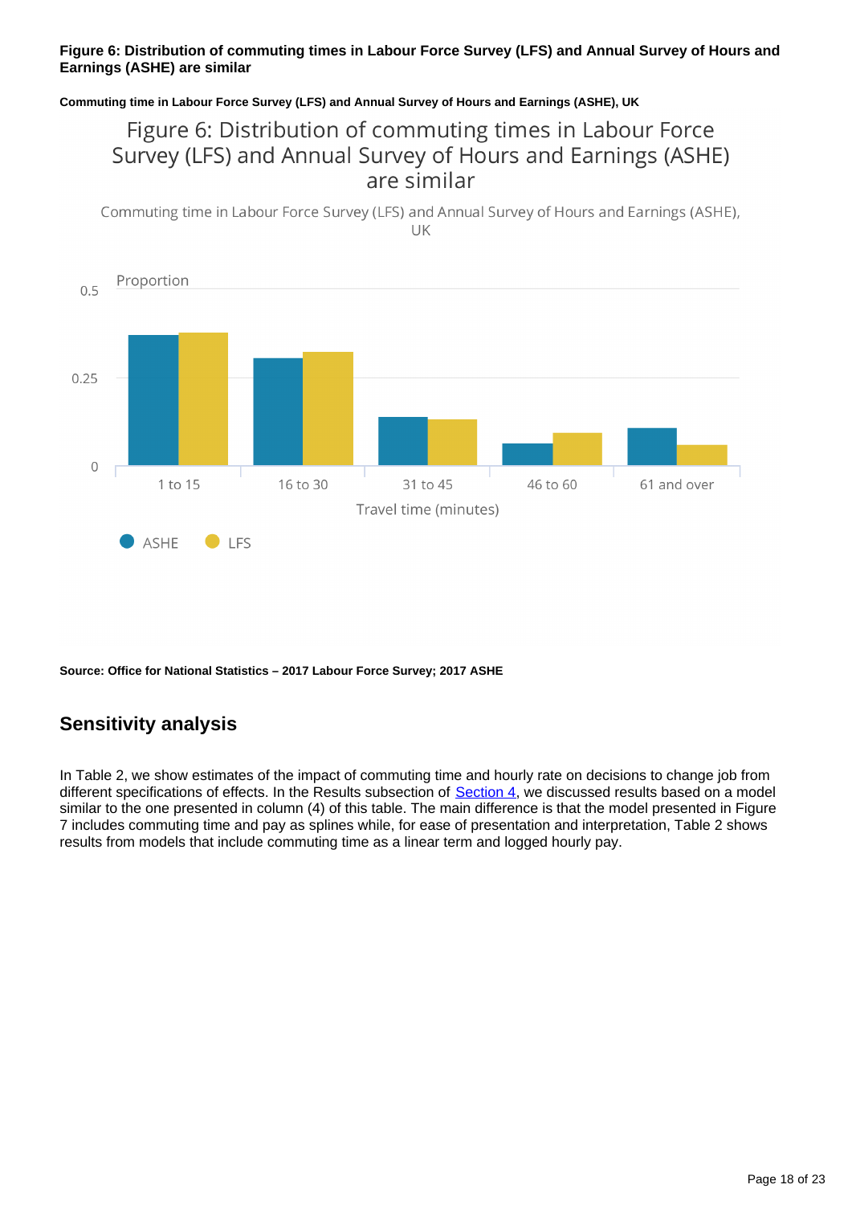**Figure 6: Distribution of commuting times in Labour Force Survey (LFS) and Annual Survey of Hours and Earnings (ASHE) are similar**

**Commuting time in Labour Force Survey (LFS) and Annual Survey of Hours and Earnings (ASHE), UK**

**Source: Office for National Statistics – 2017 Labour Force Survey; 2017 ASHE**

## Sensitivity analysis

In Table 2, we show estimates of the impact of commuting time and hourly rate on decisions to change job from different specifications of effects. In the Results subsection of Section 4, we discussed results based on a model similar to the one presented in column (4) of this table. The main difference is that the model presented in Figure 7 includes commuting time and pay as splines while, for ease of presentation and interpretation, Table 2 shows results from models that include commuting time as a linear term and logged hourly pay.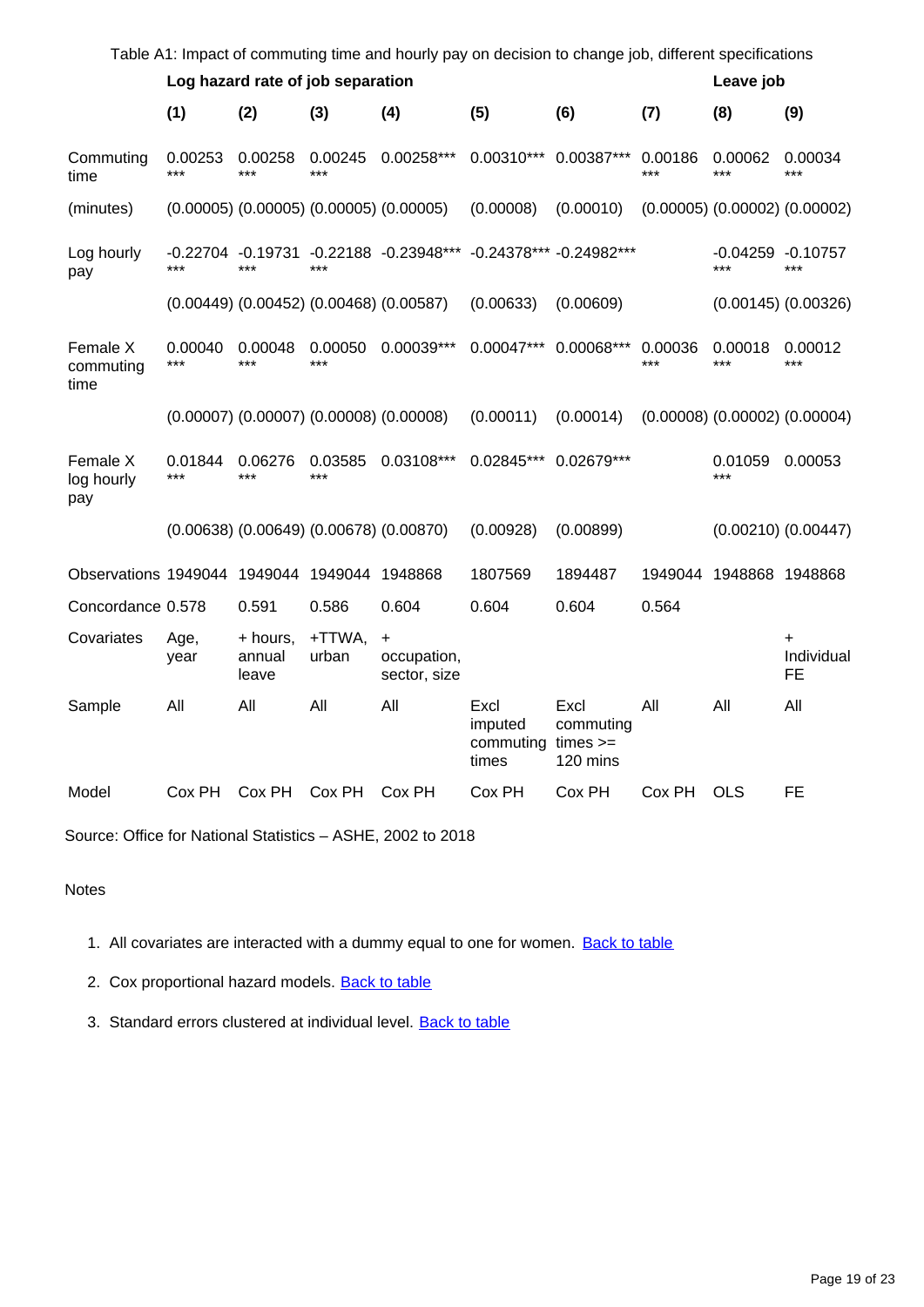Table A1: Impact of commuting time and hourly pay on decision to change job, different specifications

| | Log hazard rate of job separation | | | | | | | Leave job | |
|---|---|---|---|---|---|---|---|---|---|
| | **(1)** | **(2)** | **(3)** | **(4)** | **(5)** | **(6)** | **(7)** | **(8)** | **(9)** |
| Commuting time | 0.00253 *** | 0.00258 *** | 0.00245 *** | 0.00258*** | 0.00310*** | 0.00387*** | 0.00186 *** | 0.00062 *** | 0.00034 *** |
| (minutes) | (0.00005) | (0.00005) | (0.00005) | (0.00005) | (0.00008) | (0.00010) | (0.00005) | (0.00002) | (0.00002) |
| Log hourly pay | -0.22704 *** | -0.19731 *** | -0.22188 *** | -0.23948*** | -0.24378*** | -0.24982*** | | -0.04259 *** | -0.10757 *** |
| | (0.00449) | (0.00452) | (0.00468) | (0.00587) | (0.00633) | (0.00609) | | (0.00145) | (0.00326) |
| Female X commuting time | 0.00040 *** | 0.00048 *** | 0.00050 *** | 0.00039*** | 0.00047*** | 0.00068*** | 0.00036 *** | 0.00018 *** | 0.00012 *** |
| | (0.00007) | (0.00007) | (0.00008) | (0.00008) | (0.00011) | (0.00014) | (0.00008) | (0.00002) | (0.00004) |
| Female X log hourly pay | 0.01844 *** | 0.06276 *** | 0.03585 *** | 0.03108*** | 0.02845*** | 0.02679*** | | 0.01059 *** | 0.00053 |
| | (0.00638) | (0.00649) | (0.00678) | (0.00870) | (0.00928) | (0.00899) | | (0.00210) | (0.00447) |
| Observations | 1949044 | 1949044 | 1949044 | 1948868 | 1807569 | 1894487 | 1949044 | 1948868 | 1948868 |
| Concordance | 0.578 | 0.591 | 0.586 | 0.604 | 0.604 | 0.604 | 0.564 | | |
| Covariates | Age, year | + hours, annual leave | +TTWA, urban | + occupation, sector, size | | | | | + Individual FE |
| Sample | All | All | All | All | Excl imputed commuting times | Excl commuting times >= 120 mins | All | All | All |
| Model | Cox PH | Cox PH | Cox PH | Cox PH | Cox PH | Cox PH | Cox PH | OLS | FE |

Source: Office for National Statistics – ASHE, 2002 to 2018

Notes

1. All covariates are interacted with a dummy equal to one for women. Back to table
2. Cox proportional hazard models. Back to table
3. Standard errors clustered at individual level. Back to table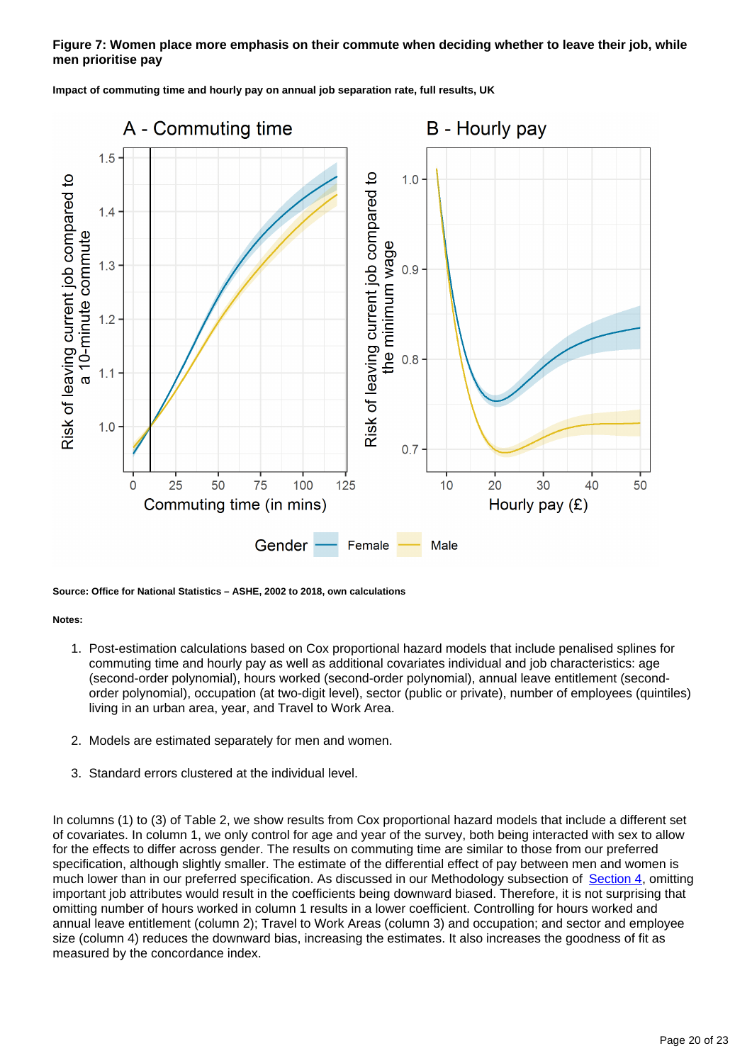**Figure 7: Women place more emphasis on their commute when deciding whether to leave their job, while men prioritise pay**

**Impact of commuting time and hourly pay on annual job separation rate, full results, UK**

**Source: Office for National Statistics – ASHE, 2002 to 2018, own calculations**

**Notes:**

1. Post-estimation calculations based on Cox proportional hazard models that include penalised splines for commuting time and hourly pay as well as additional covariates individual and job characteristics: age (second-order polynomial), hours worked (second-order polynomial), annual leave entitlement (second-order polynomial), occupation (at two-digit level), sector (public or private), number of employees (quintiles) living in an urban area, year, and Travel to Work Area.

2. Models are estimated separately for men and women.

3. Standard errors clustered at the individual level.

In columns (1) to (3) of Table 2, we show results from Cox proportional hazard models that include a different set of covariates. In column 1, we only control for age and year of the survey, both being interacted with sex to allow for the effects to differ across gender. The results on commuting time are similar to those from our preferred specification, although slightly smaller. The estimate of the differential effect of pay between men and women is much lower than in our preferred specification. As discussed in our Methodology subsection of Section 4, omitting important job attributes would result in the coefficients being downward biased. Therefore, it is not surprising that omitting number of hours worked in column 1 results in a lower coefficient. Controlling for hours worked and annual leave entitlement (column 2); Travel to Work Areas (column 3) and occupation; and sector and employee size (column 4) reduces the downward bias, increasing the estimates. It also increases the goodness of fit as measured by the concordance index.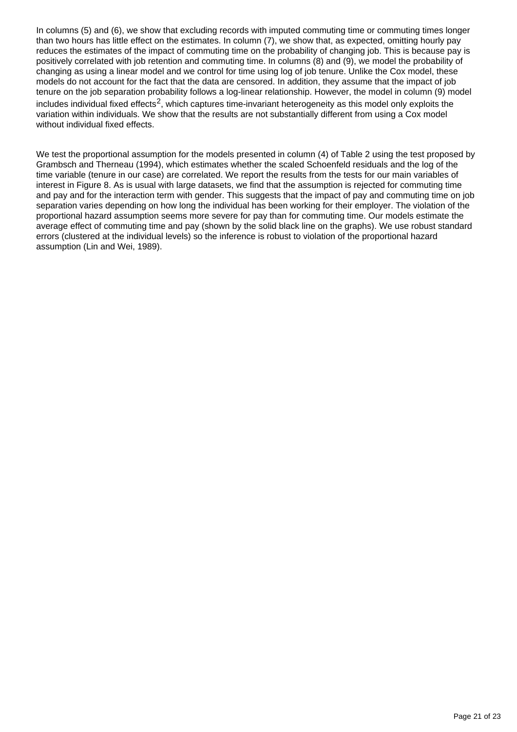In columns (5) and (6), we show that excluding records with imputed commuting time or commuting times longer than two hours has little effect on the estimates. In column (7), we show that, as expected, omitting hourly pay reduces the estimates of the impact of commuting time on the probability of changing job. This is because pay is positively correlated with job retention and commuting time. In columns (8) and (9), we model the probability of changing as using a linear model and we control for time using log of job tenure. Unlike the Cox model, these models do not account for the fact that the data are censored. In addition, they assume that the impact of job tenure on the job separation probability follows a log-linear relationship. However, the model in column (9) model includes individual fixed effects[2], which captures time-invariant heterogeneity as this model only exploits the variation within individuals. We show that the results are not substantially different from using a Cox model without individual fixed effects.

We test the proportional assumption for the models presented in column (4) of Table 2 using the test proposed by Grambsch and Therneau (1994), which estimates whether the scaled Schoenfeld residuals and the log of the time variable (tenure in our case) are correlated. We report the results from the tests for our main variables of interest in Figure 8. As is usual with large datasets, we find that the assumption is rejected for commuting time and pay and for the interaction term with gender. This suggests that the impact of pay and commuting time on job separation varies depending on how long the individual has been working for their employer. The violation of the proportional hazard assumption seems more severe for pay than for commuting time. Our models estimate the average effect of commuting time and pay (shown by the solid black line on the graphs). We use robust standard errors (clustered at the individual levels) so the inference is robust to violation of the proportional hazard assumption (Lin and Wei, 1989).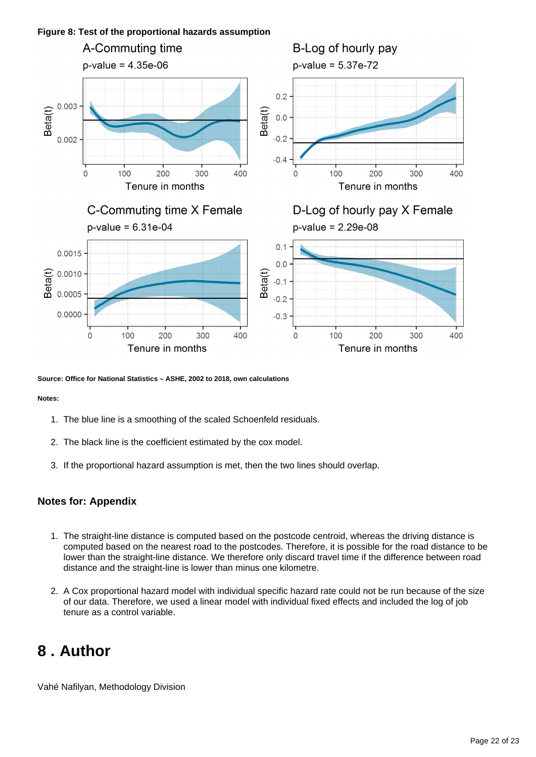**Figure 8: Test of the proportional hazards assumption**

A-Commuting time
p-value = 4.35e-06

B-Log of hourly pay
p-value = 5.37e-72

C-Commuting time X Female
p-value = 6.31e-04

D-Log of hourly pay X Female
p-value = 2.29e-08

**Source: Office for National Statistics – ASHE, 2002 to 2018, own calculations**

**Notes:**

1. The blue line is a smoothing of the scaled Schoenfeld residuals.
2. The black line is the coefficient estimated by the cox model.
3. If the proportional hazard assumption is met, then the two lines should overlap.

### Notes for: Appendix

1. The straight-line distance is computed based on the postcode centroid, whereas the driving distance is computed based on the nearest road to the postcodes. Therefore, it is possible for the road distance to be lower than the straight-line distance. We therefore only discard travel time if the difference between road distance and the straight-line is lower than minus one kilometre.
2. A Cox proportional hazard model with individual specific hazard rate could not be run because of the size of our data. Therefore, we used a linear model with individual fixed effects and included the log of job tenure as a control variable.

# 8 . Author

Vahé Nafilyan, Methodology Division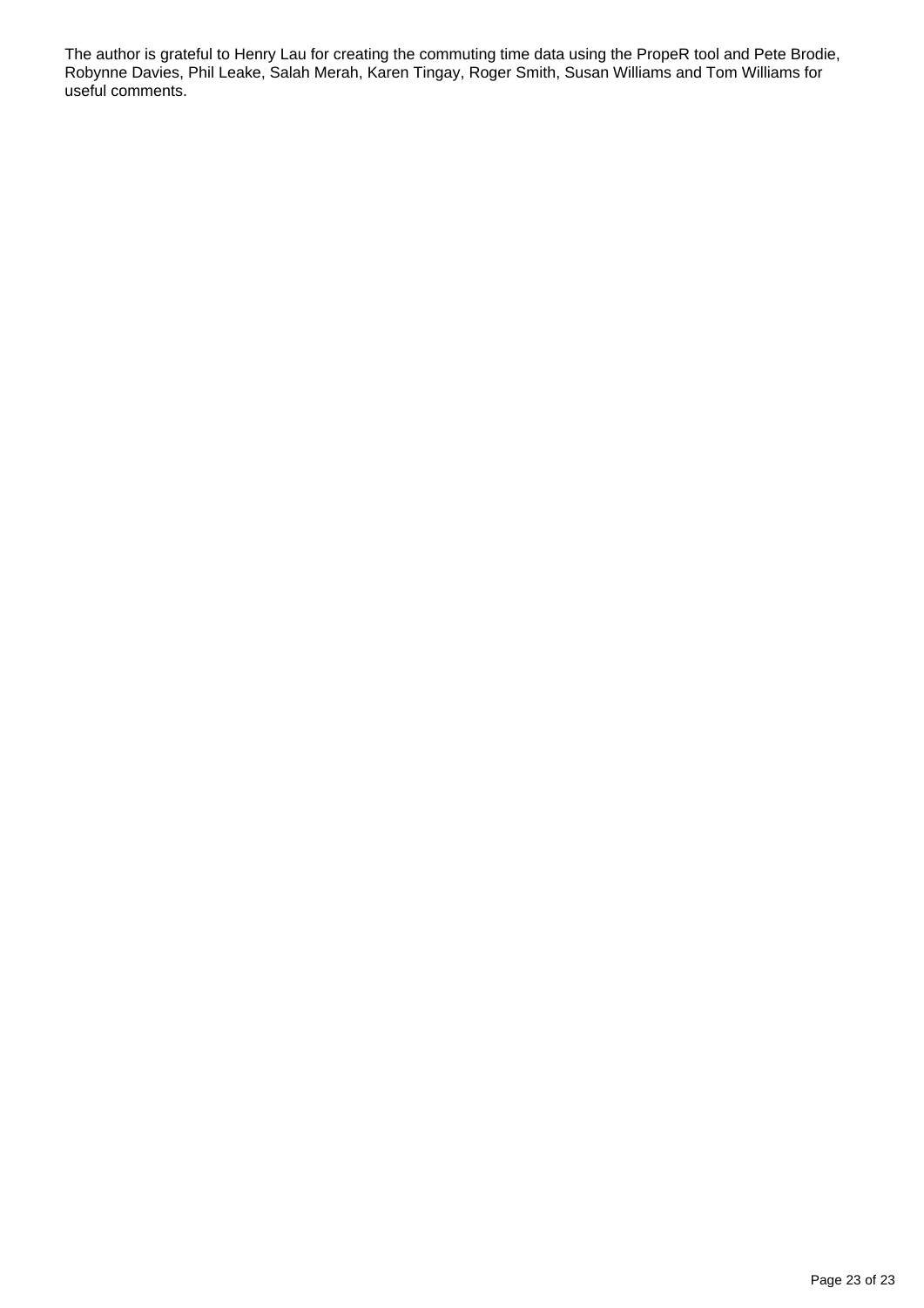The author is grateful to Henry Lau for creating the commuting time data using the PropeR tool and Pete Brodie, Robynne Davies, Phil Leake, Salah Merah, Karen Tingay, Roger Smith, Susan Williams and Tom Williams for useful comments.